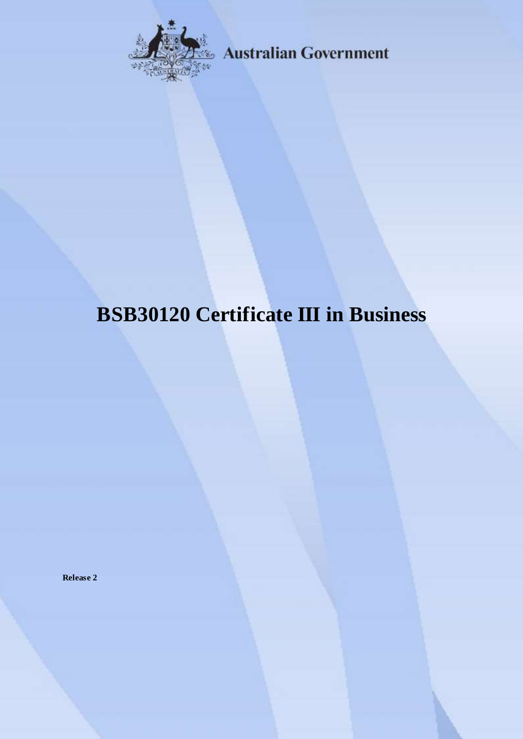Australian Government

# BSB30120 Certificate III in Business

**Release 2**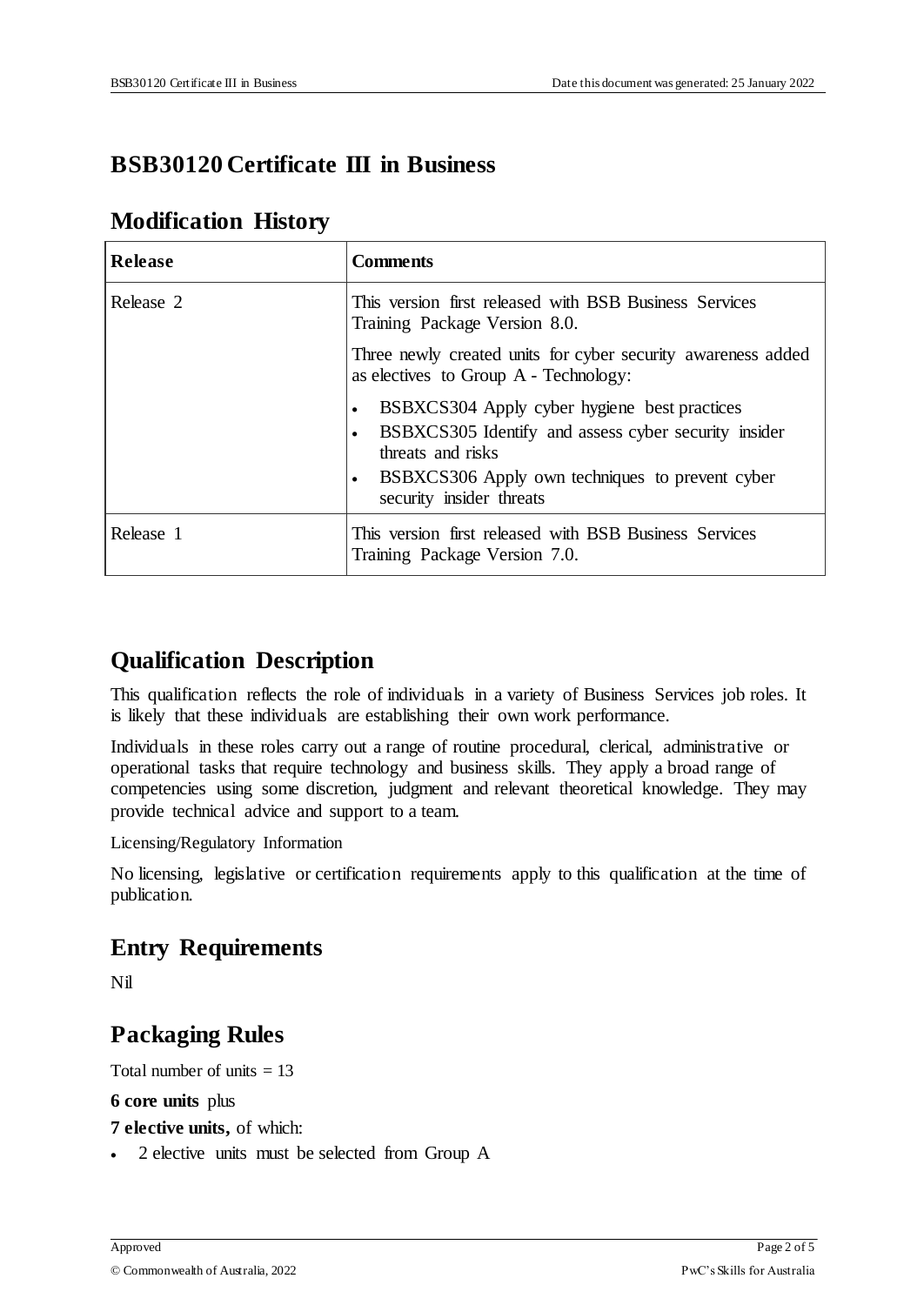# BSB30120 Certificate III in Business

## Modification History

| Release | Comments |
| --- | --- |
| Release 2 | This version first released with BSB Business Services Training Package Version 8.0.<br><br>Three newly created units for cyber security awareness added as electives to Group A - Technology:<br><br>• BSBXCS304 Apply cyber hygiene best practices<br>• BSBXCS305 Identify and assess cyber security insider threats and risks<br>• BSBXCS306 Apply own techniques to prevent cyber security insider threats |
| Release 1 | This version first released with BSB Business Services Training Package Version 7.0. |

## Qualification Description

This qualification reflects the role of individuals in a variety of Business Services job roles. It is likely that these individuals are establishing their own work performance.

Individuals in these roles carry out a range of routine procedural, clerical, administrative or operational tasks that require technology and business skills. They apply a broad range of competencies using some discretion, judgment and relevant theoretical knowledge. They may provide technical advice and support to a team.

Licensing/Regulatory Information

No licensing, legislative or certification requirements apply to this qualification at the time of publication.

## Entry Requirements

Nil

## Packaging Rules

Total number of units = 13

**6 core units** plus

**7 elective units,** of which:

- 2 elective units must be selected from Group A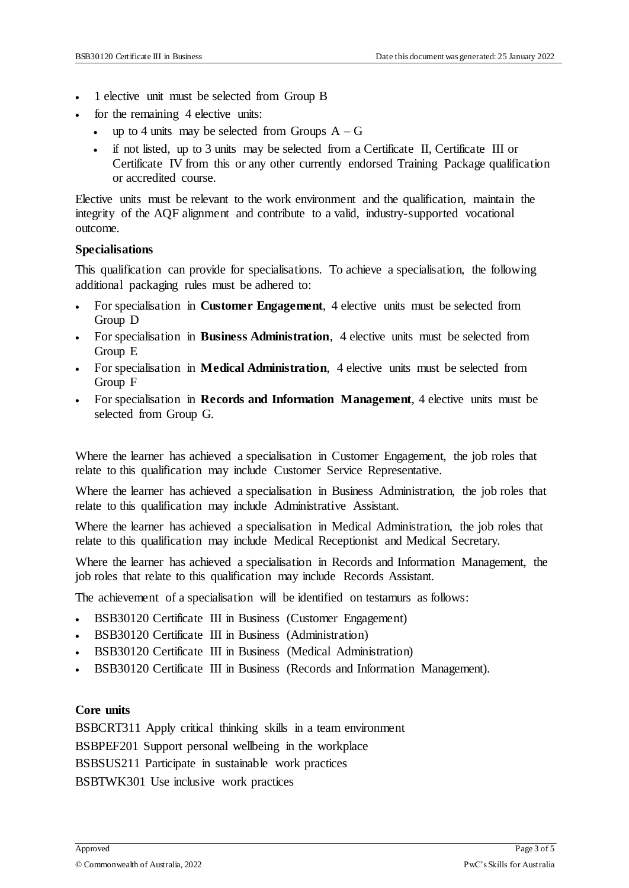- 1 elective unit must be selected from Group B
- for the remaining 4 elective units:
  - up to 4 units may be selected from Groups A – G
  - if not listed, up to 3 units may be selected from a Certificate II, Certificate III or Certificate IV from this or any other currently endorsed Training Package qualification or accredited course.

Elective units must be relevant to the work environment and the qualification, maintain the integrity of the AQF alignment and contribute to a valid, industry-supported vocational outcome.

### Specialisations

This qualification can provide for specialisations. To achieve a specialisation, the following additional packaging rules must be adhered to:

- For specialisation in **Customer Engagement**, 4 elective units must be selected from Group D
- For specialisation in **Business Administration**, 4 elective units must be selected from Group E
- For specialisation in **Medical Administration**, 4 elective units must be selected from Group F
- For specialisation in **Records and Information Management**, 4 elective units must be selected from Group G.

Where the learner has achieved a specialisation in Customer Engagement, the job roles that relate to this qualification may include Customer Service Representative.

Where the learner has achieved a specialisation in Business Administration, the job roles that relate to this qualification may include Administrative Assistant.

Where the learner has achieved a specialisation in Medical Administration, the job roles that relate to this qualification may include Medical Receptionist and Medical Secretary.

Where the learner has achieved a specialisation in Records and Information Management, the job roles that relate to this qualification may include Records Assistant.

The achievement of a specialisation will be identified on testamurs as follows:

- BSB30120 Certificate III in Business (Customer Engagement)
- BSB30120 Certificate III in Business (Administration)
- BSB30120 Certificate III in Business (Medical Administration)
- BSB30120 Certificate III in Business (Records and Information Management).

### Core units

BSBCRT311 Apply critical thinking skills in a team environment

BSBPEF201 Support personal wellbeing in the workplace

BSBSUS211 Participate in sustainable work practices

BSBTWK301 Use inclusive work practices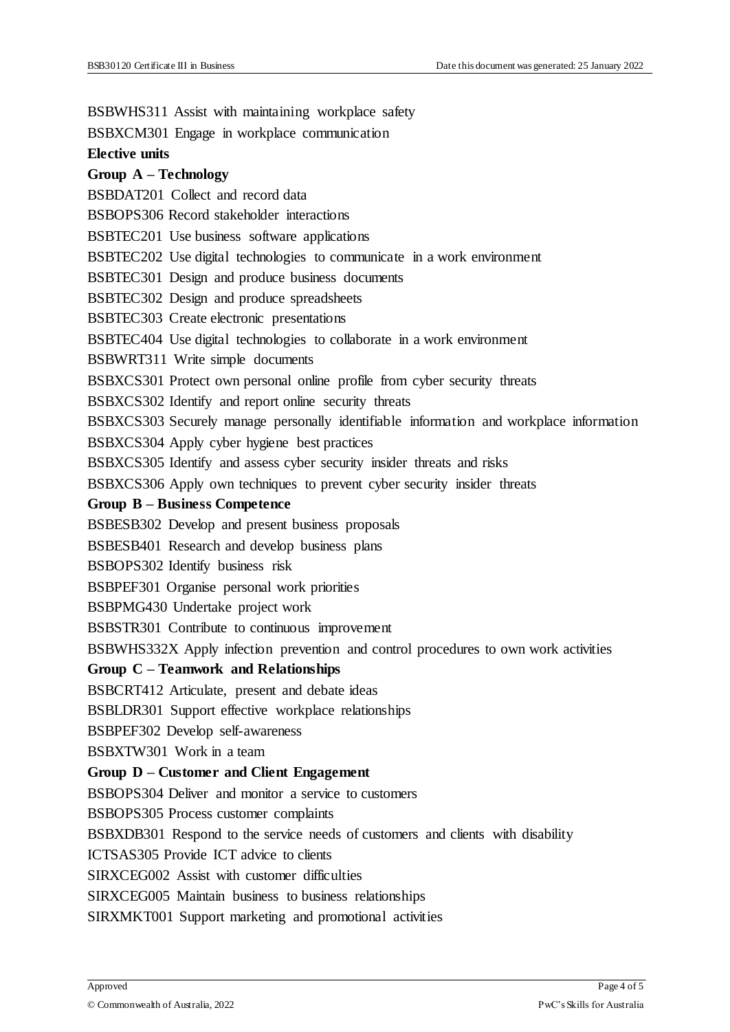BSBWHS311 Assist with maintaining workplace safety

BSBXCM301 Engage in workplace communication

**Elective units**

**Group A – Technology**

BSBDAT201 Collect and record data

BSBOPS306 Record stakeholder interactions

BSBTEC201 Use business software applications

BSBTEC202 Use digital technologies to communicate in a work environment

BSBTEC301 Design and produce business documents

BSBTEC302 Design and produce spreadsheets

BSBTEC303 Create electronic presentations

BSBTEC404 Use digital technologies to collaborate in a work environment

BSBWRT311 Write simple documents

BSBXCS301 Protect own personal online profile from cyber security threats

BSBXCS302 Identify and report online security threats

BSBXCS303 Securely manage personally identifiable information and workplace information

BSBXCS304 Apply cyber hygiene best practices

BSBXCS305 Identify and assess cyber security insider threats and risks

BSBXCS306 Apply own techniques to prevent cyber security insider threats

**Group B – Business Competence**

BSBESB302 Develop and present business proposals

BSBESB401 Research and develop business plans

BSBOPS302 Identify business risk

BSBPEF301 Organise personal work priorities

BSBPMG430 Undertake project work

BSBSTR301 Contribute to continuous improvement

BSBWHS332X Apply infection prevention and control procedures to own work activities

**Group C – Teamwork and Relationships**

BSBCRT412 Articulate, present and debate ideas

BSBLDR301 Support effective workplace relationships

BSBPEF302 Develop self-awareness

BSBXTW301 Work in a team

**Group D – Customer and Client Engagement**

BSBOPS304 Deliver and monitor a service to customers

BSBOPS305 Process customer complaints

BSBXDB301 Respond to the service needs of customers and clients with disability

ICTSAS305 Provide ICT advice to clients

SIRXCEG002 Assist with customer difficulties

SIRXCEG005 Maintain business to business relationships

SIRXMKT001 Support marketing and promotional activities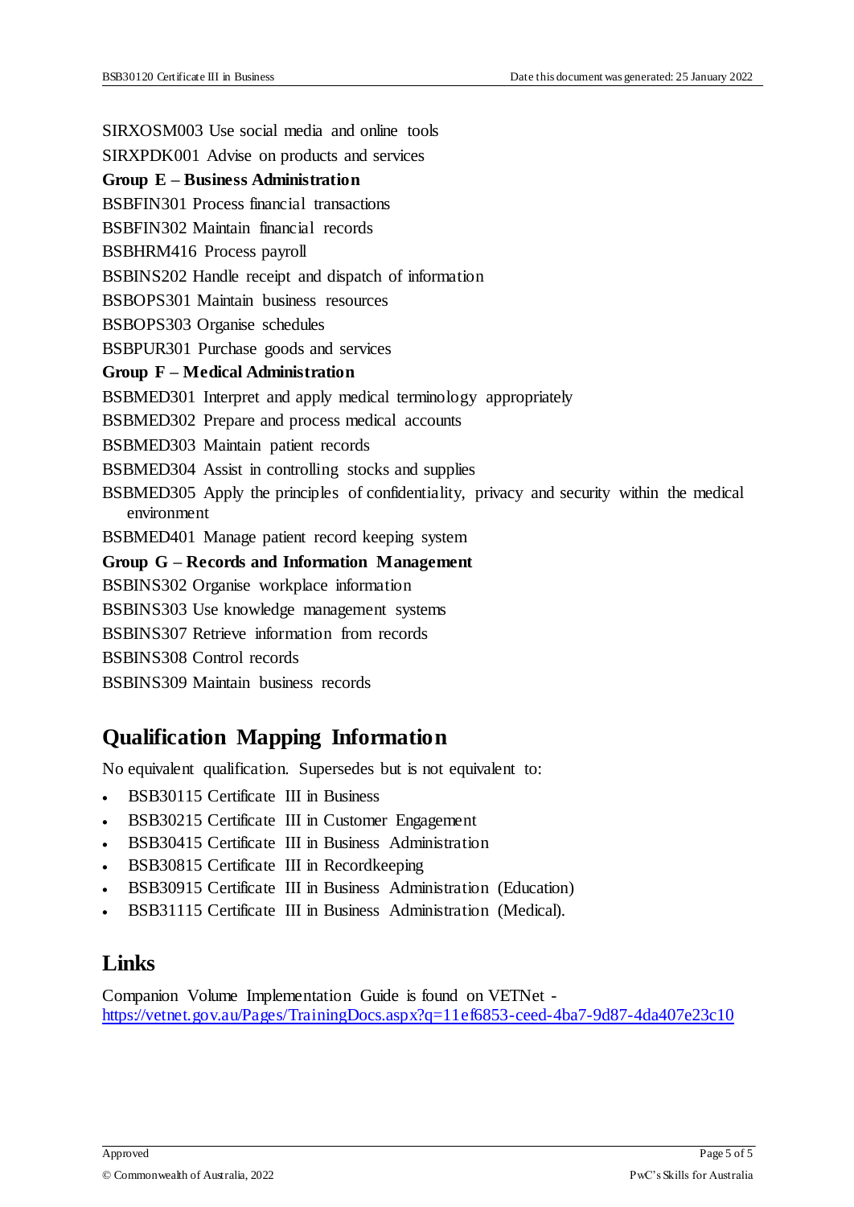SIRXOSM003 Use social media and online tools

SIRXPDK001 Advise on products and services

**Group E – Business Administration**

BSBFIN301 Process financial transactions

BSBFIN302 Maintain financial records

BSBHRM416 Process payroll

BSBINS202 Handle receipt and dispatch of information

BSBOPS301 Maintain business resources

BSBOPS303 Organise schedules

BSBPUR301 Purchase goods and services

**Group F – Medical Administration**

BSBMED301 Interpret and apply medical terminology appropriately

BSBMED302 Prepare and process medical accounts

BSBMED303 Maintain patient records

BSBMED304 Assist in controlling stocks and supplies

BSBMED305 Apply the principles of confidentiality, privacy and security within the medical environment

BSBMED401 Manage patient record keeping system

**Group G – Records and Information Management**

BSBINS302 Organise workplace information

BSBINS303 Use knowledge management systems

BSBINS307 Retrieve information from records

BSBINS308 Control records

BSBINS309 Maintain business records

## Qualification Mapping Information

No equivalent qualification. Supersedes but is not equivalent to:

- BSB30115 Certificate III in Business
- BSB30215 Certificate III in Customer Engagement
- BSB30415 Certificate III in Business Administration
- BSB30815 Certificate III in Recordkeeping
- BSB30915 Certificate III in Business Administration (Education)
- BSB31115 Certificate III in Business Administration (Medical).

## Links

Companion Volume Implementation Guide is found on VETNet - https://vetnet.gov.au/Pages/TrainingDocs.aspx?q=11ef6853-ceed-4ba7-9d87-4da407e23c10